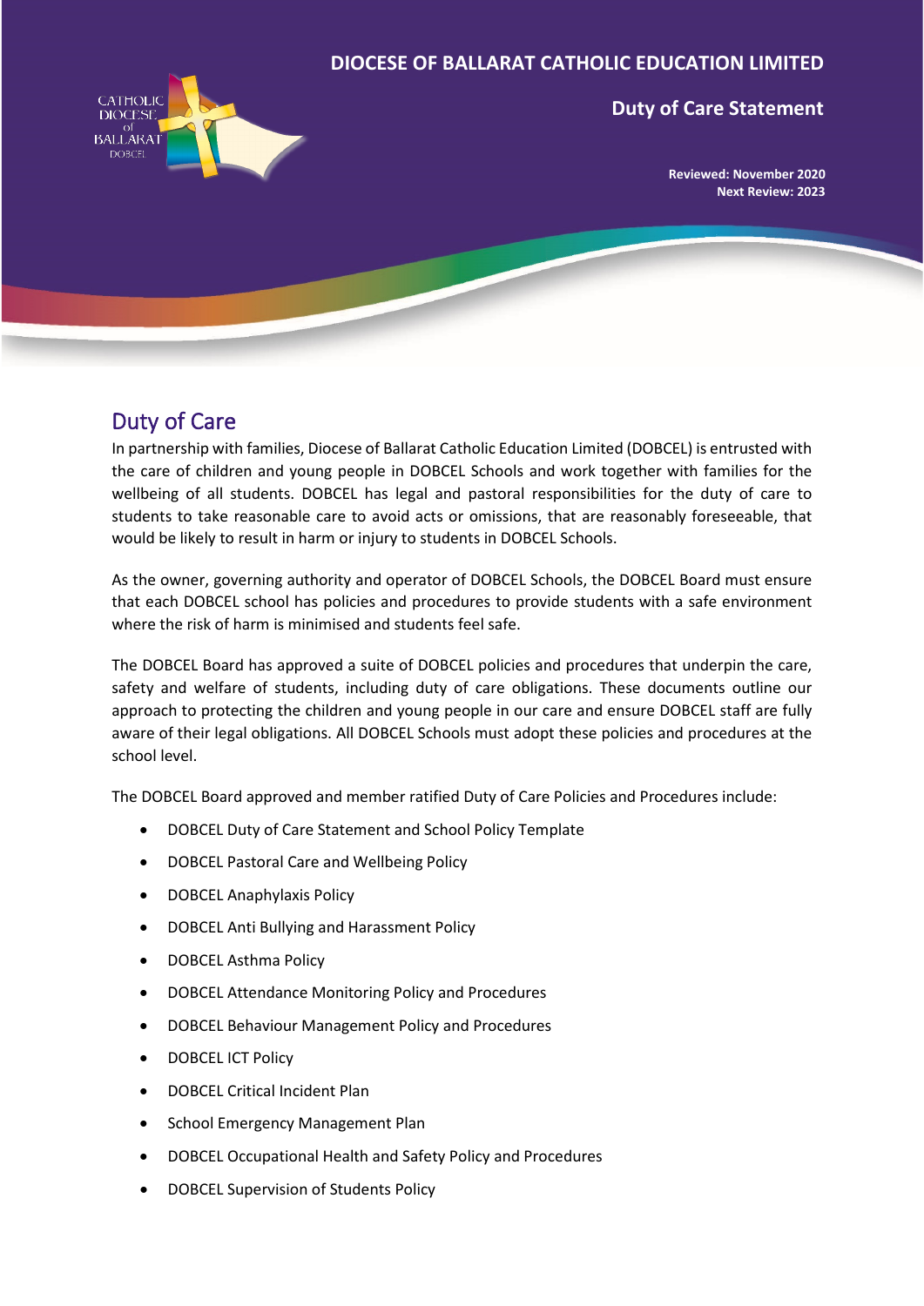# DIOCESE OF BALLARAT CATHOLIC EDUCATION LIMITED

## Duty of Care Statement

**Reviewed: November 2020**
**Next Review: 2023**

## Duty of Care

In partnership with families, Diocese of Ballarat Catholic Education Limited (DOBCEL) is entrusted with the care of children and young people in DOBCEL Schools and work together with families for the wellbeing of all students. DOBCEL has legal and pastoral responsibilities for the duty of care to students to take reasonable care to avoid acts or omissions, that are reasonably foreseeable, that would be likely to result in harm or injury to students in DOBCEL Schools.

As the owner, governing authority and operator of DOBCEL Schools, the DOBCEL Board must ensure that each DOBCEL school has policies and procedures to provide students with a safe environment where the risk of harm is minimised and students feel safe.

The DOBCEL Board has approved a suite of DOBCEL policies and procedures that underpin the care, safety and welfare of students, including duty of care obligations. These documents outline our approach to protecting the children and young people in our care and ensure DOBCEL staff are fully aware of their legal obligations. All DOBCEL Schools must adopt these policies and procedures at the school level.

The DOBCEL Board approved and member ratified Duty of Care Policies and Procedures include:

- DOBCEL Duty of Care Statement and School Policy Template
- DOBCEL Pastoral Care and Wellbeing Policy
- DOBCEL Anaphylaxis Policy
- DOBCEL Anti Bullying and Harassment Policy
- DOBCEL Asthma Policy
- DOBCEL Attendance Monitoring Policy and Procedures
- DOBCEL Behaviour Management Policy and Procedures
- DOBCEL ICT Policy
- DOBCEL Critical Incident Plan
- School Emergency Management Plan
- DOBCEL Occupational Health and Safety Policy and Procedures
- DOBCEL Supervision of Students Policy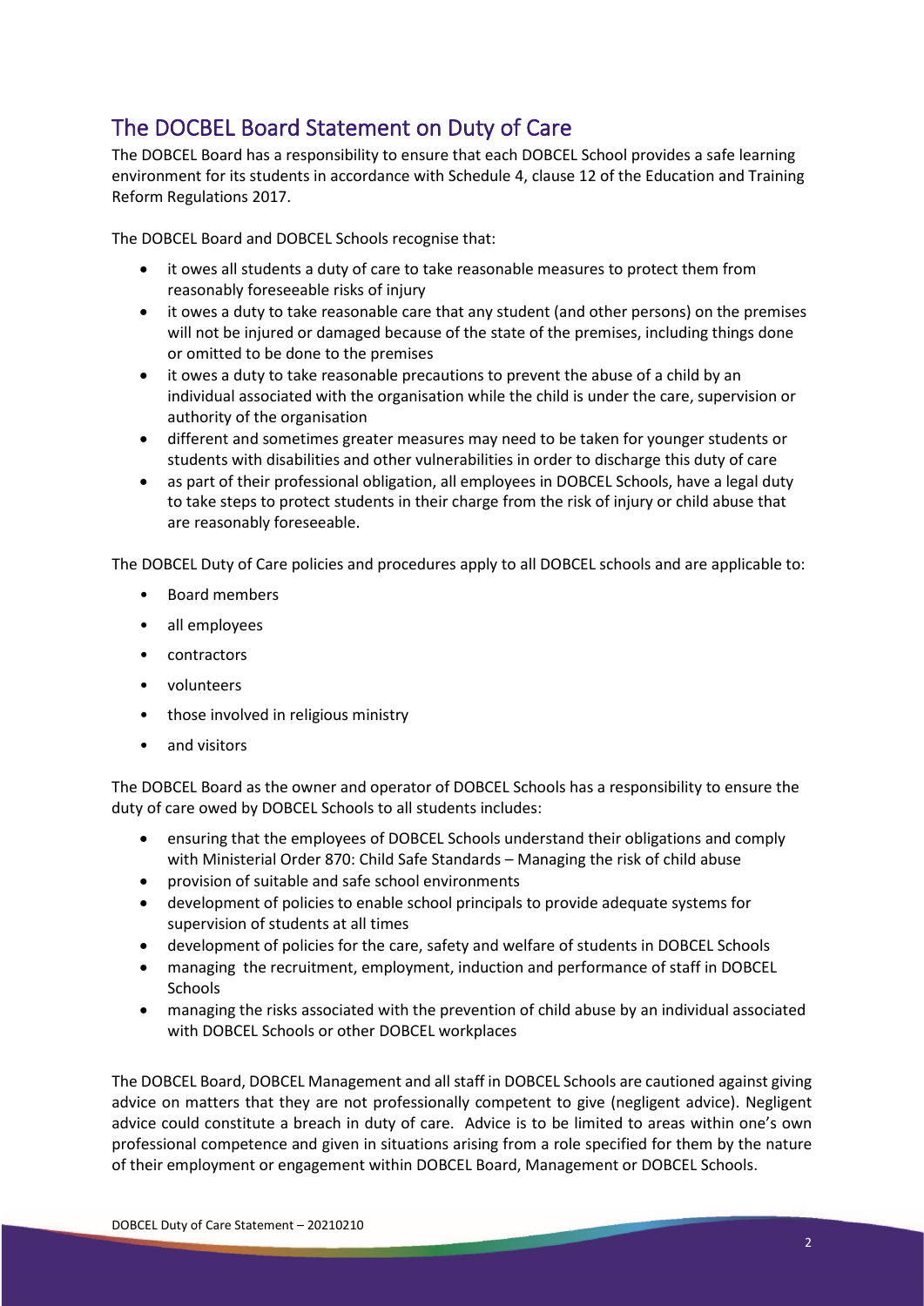## The DOCBEL Board Statement on Duty of Care

The DOBCEL Board has a responsibility to ensure that each DOBCEL School provides a safe learning environment for its students in accordance with Schedule 4, clause 12 of the Education and Training Reform Regulations 2017.

The DOBCEL Board and DOBCEL Schools recognise that:

- it owes all students a duty of care to take reasonable measures to protect them from reasonably foreseeable risks of injury
- it owes a duty to take reasonable care that any student (and other persons) on the premises will not be injured or damaged because of the state of the premises, including things done or omitted to be done to the premises
- it owes a duty to take reasonable precautions to prevent the abuse of a child by an individual associated with the organisation while the child is under the care, supervision or authority of the organisation
- different and sometimes greater measures may need to be taken for younger students or students with disabilities and other vulnerabilities in order to discharge this duty of care
- as part of their professional obligation, all employees in DOBCEL Schools, have a legal duty to take steps to protect students in their charge from the risk of injury or child abuse that are reasonably foreseeable.

The DOBCEL Duty of Care policies and procedures apply to all DOBCEL schools and are applicable to:

- Board members
- all employees
- contractors
- volunteers
- those involved in religious ministry
- and visitors

The DOBCEL Board as the owner and operator of DOBCEL Schools has a responsibility to ensure the duty of care owed by DOBCEL Schools to all students includes:

- ensuring that the employees of DOBCEL Schools understand their obligations and comply with Ministerial Order 870: Child Safe Standards – Managing the risk of child abuse
- provision of suitable and safe school environments
- development of policies to enable school principals to provide adequate systems for supervision of students at all times
- development of policies for the care, safety and welfare of students in DOBCEL Schools
- managing the recruitment, employment, induction and performance of staff in DOBCEL Schools
- managing the risks associated with the prevention of child abuse by an individual associated with DOBCEL Schools or other DOBCEL workplaces

The DOBCEL Board, DOBCEL Management and all staff in DOBCEL Schools are cautioned against giving advice on matters that they are not professionally competent to give (negligent advice). Negligent advice could constitute a breach in duty of care. Advice is to be limited to areas within one's own professional competence and given in situations arising from a role specified for them by the nature of their employment or engagement within DOBCEL Board, Management or DOBCEL Schools.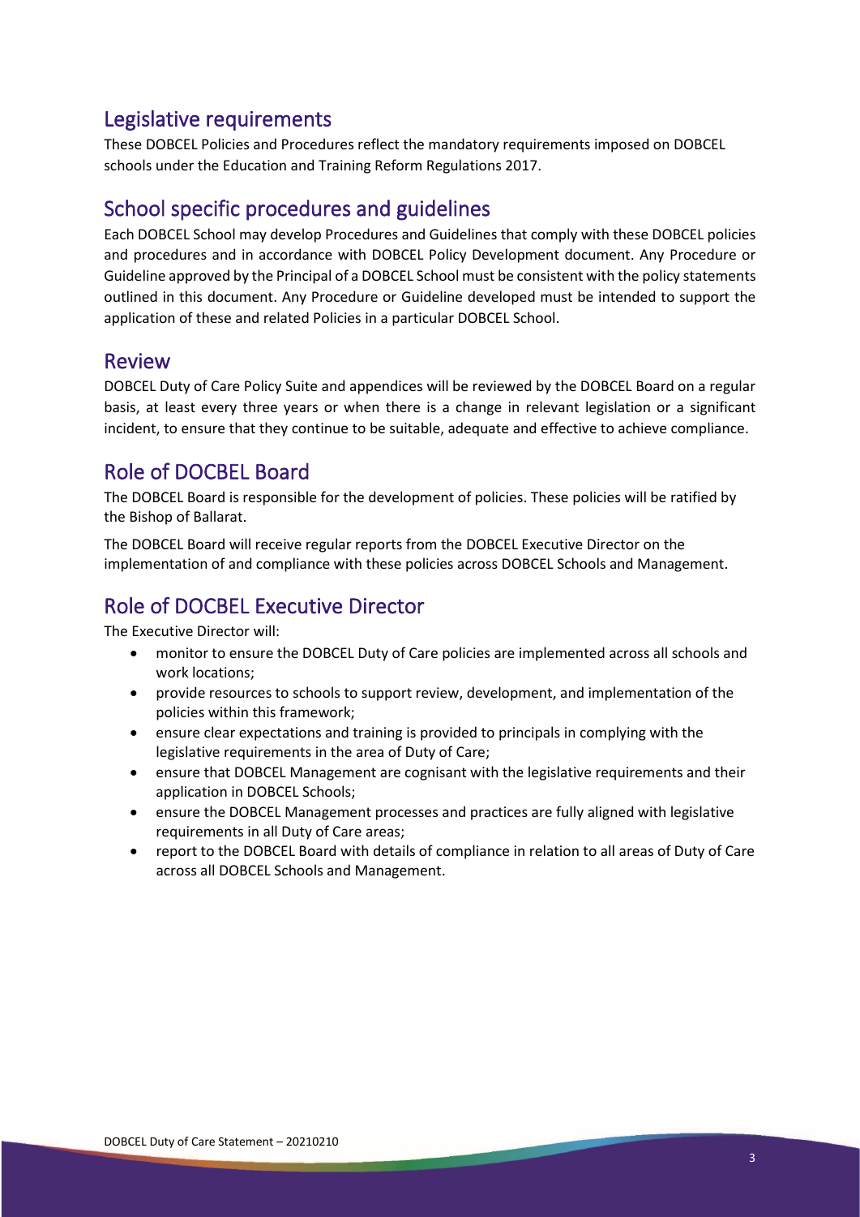## Legislative requirements

These DOBCEL Policies and Procedures reflect the mandatory requirements imposed on DOBCEL schools under the Education and Training Reform Regulations 2017.

## School specific procedures and guidelines

Each DOBCEL School may develop Procedures and Guidelines that comply with these DOBCEL policies and procedures and in accordance with DOBCEL Policy Development document. Any Procedure or Guideline approved by the Principal of a DOBCEL School must be consistent with the policy statements outlined in this document. Any Procedure or Guideline developed must be intended to support the application of these and related Policies in a particular DOBCEL School.

## Review

DOBCEL Duty of Care Policy Suite and appendices will be reviewed by the DOBCEL Board on a regular basis, at least every three years or when there is a change in relevant legislation or a significant incident, to ensure that they continue to be suitable, adequate and effective to achieve compliance.

## Role of DOCBEL Board

The DOBCEL Board is responsible for the development of policies. These policies will be ratified by the Bishop of Ballarat.

The DOBCEL Board will receive regular reports from the DOBCEL Executive Director on the implementation of and compliance with these policies across DOBCEL Schools and Management.

## Role of DOCBEL Executive Director

The Executive Director will:

- monitor to ensure the DOBCEL Duty of Care policies are implemented across all schools and work locations;
- provide resources to schools to support review, development, and implementation of the policies within this framework;
- ensure clear expectations and training is provided to principals in complying with the legislative requirements in the area of Duty of Care;
- ensure that DOBCEL Management are cognisant with the legislative requirements and their application in DOBCEL Schools;
- ensure the DOBCEL Management processes and practices are fully aligned with legislative requirements in all Duty of Care areas;
- report to the DOBCEL Board with details of compliance in relation to all areas of Duty of Care across all DOBCEL Schools and Management.